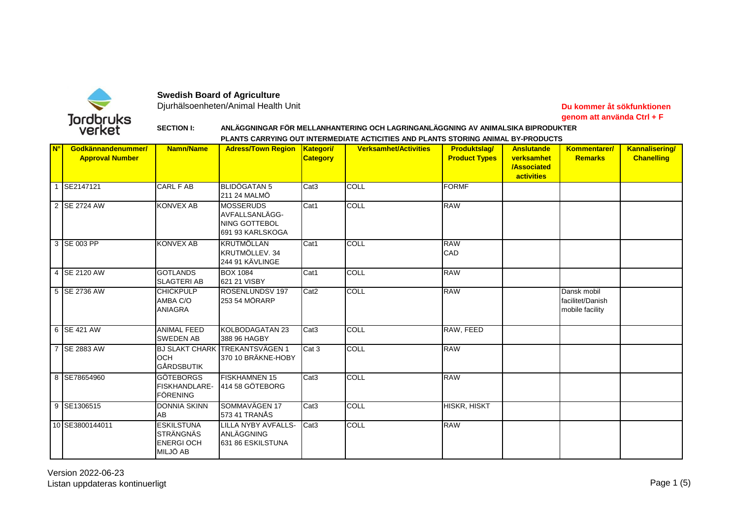**Swedish Board of Agriculture**
Djurhälsoenheten/Animal Health Unit

**Du kommer åt sökfunktionen genom att använda Ctrl + F**

**SECTION I: ANLÄGGNINGAR FÖR MELLANHANTERING OCH LAGRINGANLÄGGNING AV ANIMALSIKA BIPRODUKTER**

**PLANTS CARRYING OUT INTERMEDIATE ACTICITIES AND PLANTS STORING ANIMAL BY-PRODUCTS**

| N° | Godkännandenummer/ Approval Number | Namn/Name | Adress/Town Region | Kategori/ Category | Verksamhet/Activities | Produktslag/ Product Types | Anslutande verksamhet /Associated activities | Kommentarer/ Remarks | Kannalisering/ Chanelling |
|---|---|---|---|---|---|---|---|---|---|
| 1 | SE2147121 | CARL F AB | BLIDÖGATAN 5 211 24 MALMÖ | Cat3 | COLL | FORMF | | | |
| 2 | SE 2724 AW | KONVEX AB | MOSSERUDS AVFALLSANLÄGG-NING GOTTEBOL 691 93 KARLSKOGA | Cat1 | COLL | RAW | | | |
| 3 | SE 003 PP | KONVEX AB | KRUTMÖLLAN KRUTMÖLLEV. 34 244 91 KÄVLINGE | Cat1 | COLL | RAW CAD | | | |
| 4 | SE 2120 AW | GOTLANDS SLAGTERI AB | BOX 1084 621 21 VISBY | Cat1 | COLL | RAW | | | |
| 5 | SE 2736 AW | CHICKPULP AMBA C/O ANIAGRA | ROSENLUNDSV 197 253 54 MÖRARP | Cat2 | COLL | RAW | | Dansk mobil facilitet/Danish mobile facility | |
| 6 | SE 421 AW | ANIMAL FEED SWEDEN AB | KOLBODAGATAN 23 388 96 HAGBY | Cat3 | COLL | RAW, FEED | | | |
| 7 | SE 2883 AW | BJ SLAKT CHARK OCH GÅRDSBUTIK | TREKANTSVÄGEN 1 370 10 BRÄKNE-HOBY | Cat 3 | COLL | RAW | | | |
| 8 | SE78654960 | GÖTEBORGS FISKHANDLARE-FÖRENING | FISKHAMNEN 15 414 58 GÖTEBORG | Cat3 | COLL | RAW | | | |
| 9 | SE1306515 | DONNIA SKINN AB | SOMMAVÄGEN 17 573 41 TRANÅS | Cat3 | COLL | HISKR, HISKT | | | |
| 10 | SE3800144011 | ESKILSTUNA STRÄNGNÄS ENERGI OCH MILJÖ AB | LILLA NYBY AVFALLS-ANLÄGGNING 631 86 ESKILSTUNA | Cat3 | COLL | RAW | | | |

Version 2022-06-23
Listan uppdateras kontinuerligt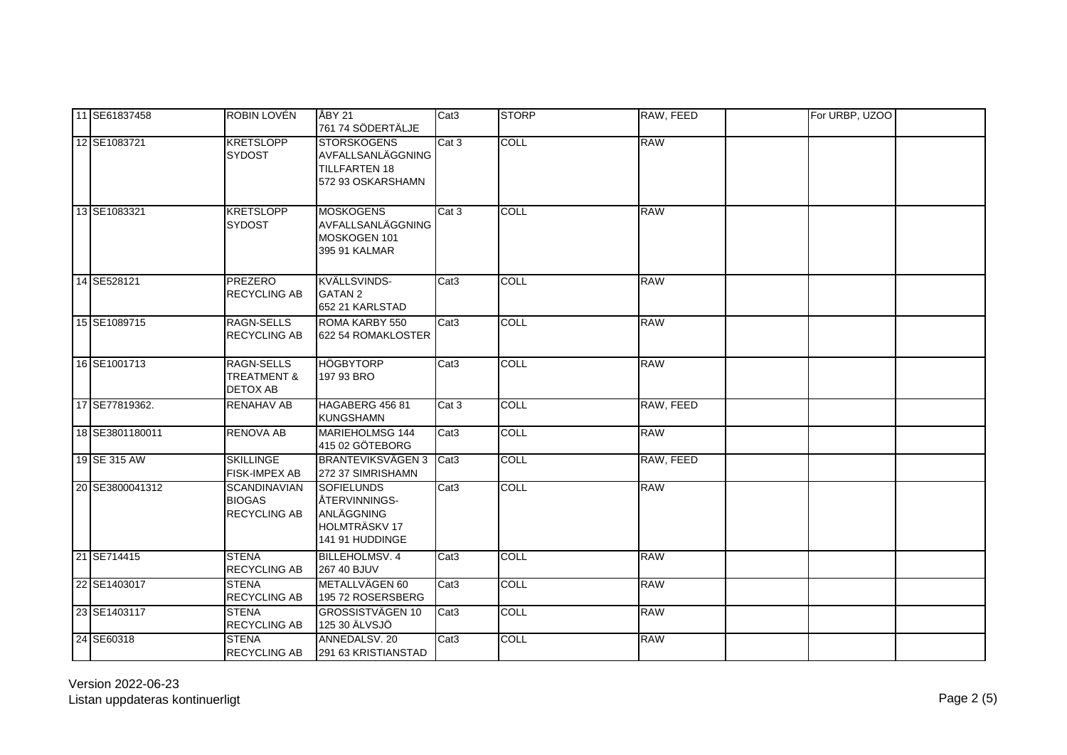| | | | | | | | | | |
|---|---|---|---|---|---|---|---|---|---|
| 11 | SE61837458 | ROBIN LOVÉN | ÅBY 21<br>761 74 SÖDERTÄLJE | Cat3 | STORP | RAW, FEED | | For URBP, UZOO | |
| 12 | SE1083721 | KRETSLOPP SYDOST | STORSKOGENS AVFALLSANLÄGGNING TILLFARTEN 18<br>572 93 OSKARSHAMN | Cat 3 | COLL | RAW | | | |
| 13 | SE1083321 | KRETSLOPP SYDOST | MOSKOGENS AVFALLSANLÄGGNING MOSKOGEN 101<br>395 91 KALMAR | Cat 3 | COLL | RAW | | | |
| 14 | SE528121 | PREZERO RECYCLING AB | KVÄLLSVINDS-GATAN 2<br>652 21 KARLSTAD | Cat3 | COLL | RAW | | | |
| 15 | SE1089715 | RAGN-SELLS RECYCLING AB | ROMA KARBY 550<br>622 54 ROMAKLOSTER | Cat3 | COLL | RAW | | | |
| 16 | SE1001713 | RAGN-SELLS TREATMENT & DETOX AB | HÖGBYTORP<br>197 93 BRO | Cat3 | COLL | RAW | | | |
| 17 | SE77819362. | RENAHAV AB | HAGABERG 456 81 KUNGSHAMN | Cat 3 | COLL | RAW, FEED | | | |
| 18 | SE3801180011 | RENOVA AB | MARIEHOLMSG 144<br>415 02 GÖTEBORG | Cat3 | COLL | RAW | | | |
| 19 | SE 315 AW | SKILLINGE FISK-IMPEX AB | BRANTEVIKSVÄGEN 3<br>272 37 SIMRISHAMN | Cat3 | COLL | RAW, FEED | | | |
| 20 | SE3800041312 | SCANDINAVIAN BIOGAS RECYCLING AB | SOFIELUNDS ÅTERVINNINGS-ANLÄGGNING HOLMTRÄSKV 17<br>141 91 HUDDINGE | Cat3 | COLL | RAW | | | |
| 21 | SE714415 | STENA RECYCLING AB | BILLEHOLMSV. 4<br>267 40 BJUV | Cat3 | COLL | RAW | | | |
| 22 | SE1403017 | STENA RECYCLING AB | METALLVÄGEN 60<br>195 72 ROSERSBERG | Cat3 | COLL | RAW | | | |
| 23 | SE1403117 | STENA RECYCLING AB | GROSSISTVÄGEN 10<br>125 30 ÄLVSJÖ | Cat3 | COLL | RAW | | | |
| 24 | SE60318 | STENA RECYCLING AB | ANNEDALSV. 20<br>291 63 KRISTIANSTAD | Cat3 | COLL | RAW | | | |

Version 2022-06-23
Listan uppdateras kontinuerligt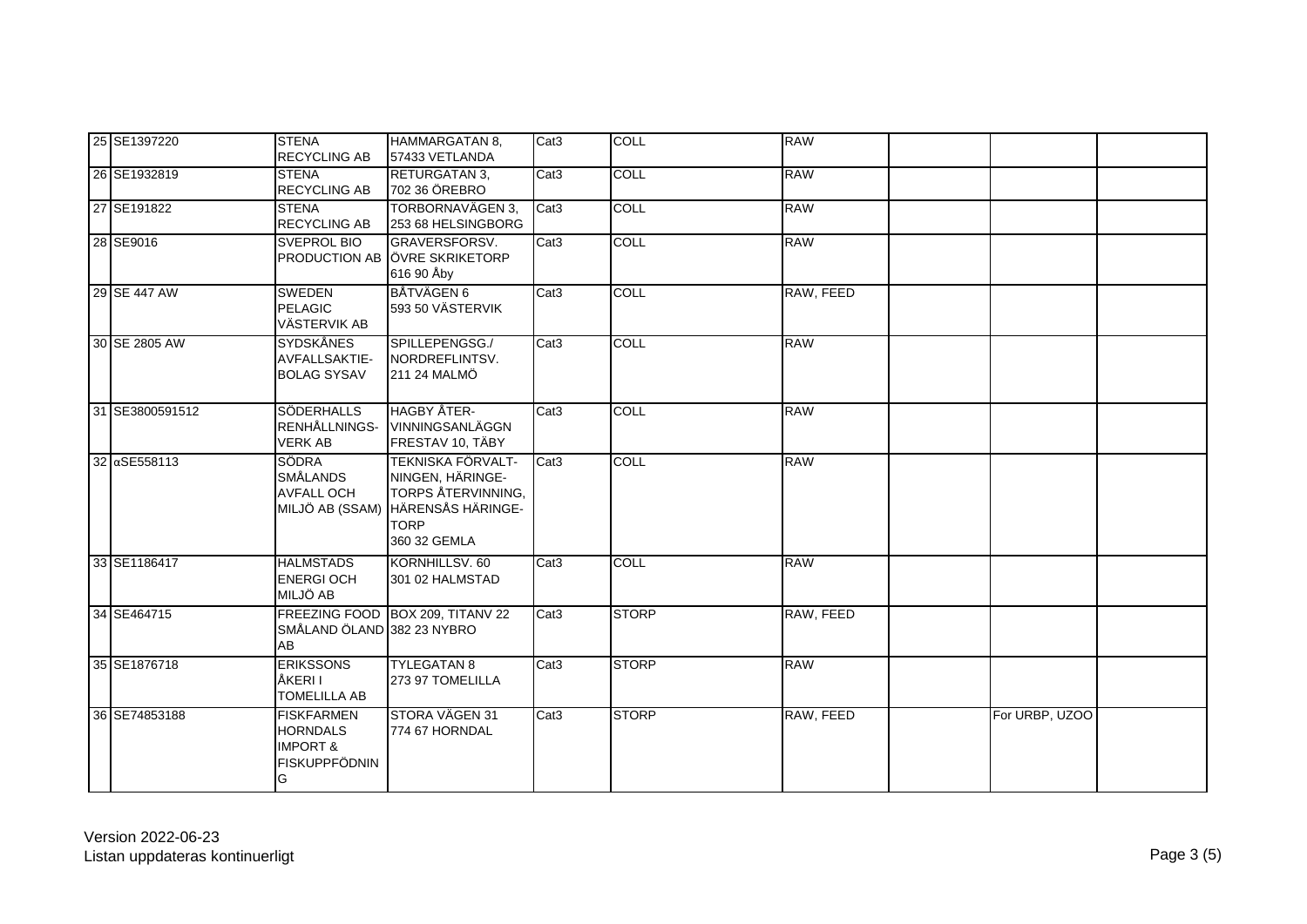| 25 | SE1397220 | STENA RECYCLING AB | HAMMARGATAN 8, 57433 VETLANDA | Cat3 | COLL | RAW | | | |
|---|---|---|---|---|---|---|---|---|---|
| 26 | SE1932819 | STENA RECYCLING AB | RETURGATAN 3, 702 36 ÖREBRO | Cat3 | COLL | RAW | | | |
| 27 | SE191822 | STENA RECYCLING AB | TORBORNAVÄGEN 3, 253 68 HELSINGBORG | Cat3 | COLL | RAW | | | |
| 28 | SE9016 | SVEPROL BIO PRODUCTION AB | GRAVERSFORSV. ÖVRE SKRIKETORP 616 90 Åby | Cat3 | COLL | RAW | | | |
| 29 | SE 447 AW | SWEDEN PELAGIC VÄSTERVIK AB | BÅTVÄGEN 6 593 50 VÄSTERVIK | Cat3 | COLL | RAW, FEED | | | |
| 30 | SE 2805 AW | SYDSKÅNES AVFALLSAKTIE-BOLAG SYSAV | SPILLEPENGSG./ NORDREFLINTSV. 211 24 MALMÖ | Cat3 | COLL | RAW | | | |
| 31 | SE3800591512 | SÖDERHALLS RENHÅLLNINGS-VERK AB | HAGBY ÅTER-VINNINGSANLÄGGN FRESTAV 10, TÄBY | Cat3 | COLL | RAW | | | |
| 32 | αSE558113 | SÖDRA SMÅLANDS AVFALL OCH MILJÖ AB (SSAM) | TEKNISKA FÖRVALT-NINGEN, HÄRINGE-TORPS ÅTERVINNING, HÄRENSÅS HÄRINGE-TORP 360 32 GEMLA | Cat3 | COLL | RAW | | | |
| 33 | SE1186417 | HALMSTADS ENERGI OCH MILJÖ AB | KORNHILLSV. 60 301 02 HALMSTAD | Cat3 | COLL | RAW | | | |
| 34 | SE464715 | FREEZING FOOD SMÅLAND ÖLAND AB | BOX 209, TITANV 22 382 23 NYBRO | Cat3 | STORP | RAW, FEED | | | |
| 35 | SE1876718 | ERIKSSONS ÅKERI I TOMELILLA AB | TYLEGATAN 8 273 97 TOMELILLA | Cat3 | STORP | RAW | | | |
| 36 | SE74853188 | FISKFARMEN HORNDALS IMPORT & FISKUPPFÖDNING | STORA VÄGEN 31 774 67 HORNDAL | Cat3 | STORP | RAW, FEED | | For URBP, UZOO | |

Version 2022-06-23
Listan uppdateras kontinuerligt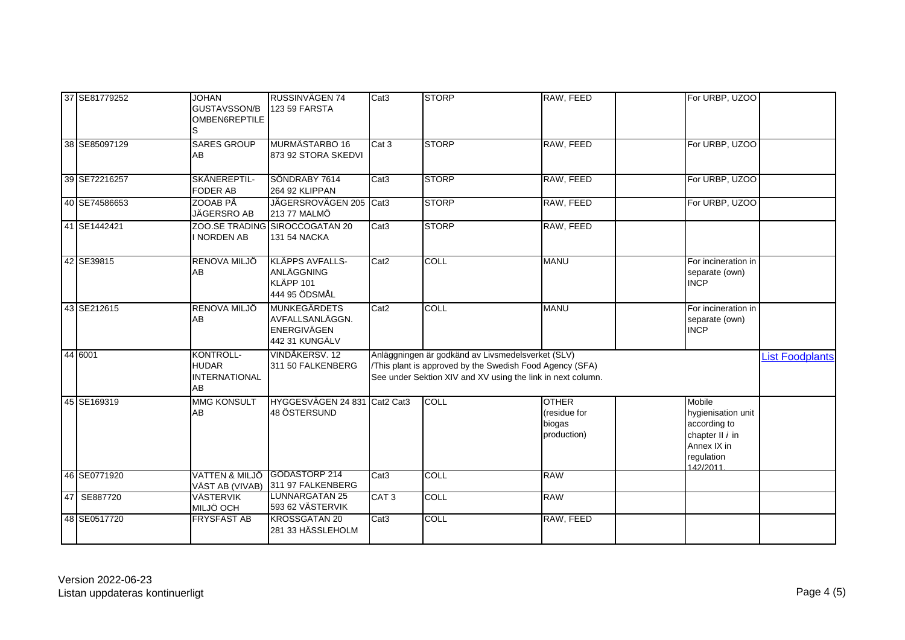| | | | | | | | | | |
|---|---|---|---|---|---|---|---|---|---|
| 37 | SE81779252 | JOHAN GUSTAVSSON/BOMBEN6REPTILES | RUSSINVÄGEN 74 123 59 FARSTA | Cat3 | STORP | RAW, FEED | | For URBP, UZOO | |
| 38 | SE85097129 | SARES GROUP AB | MURMÄSTARBO 16 873 92 STORA SKEDVI | Cat 3 | STORP | RAW, FEED | | For URBP, UZOO | |
| 39 | SE72216257 | SKÅNEREPTIL-FODER AB | SÖNDRABY 7614 264 92 KLIPPAN | Cat3 | STORP | RAW, FEED | | For URBP, UZOO | |
| 40 | SE74586653 | ZOOAB PÅ JÄGERSRO AB | JÄGERSROVÄGEN 205 213 77 MALMÖ | Cat3 | STORP | RAW, FEED | | For URBP, UZOO | |
| 41 | SE1442421 | ZOO.SE TRADING I NORDEN AB | SIROCCOGATAN 20 131 54 NACKA | Cat3 | STORP | RAW, FEED | | | |
| 42 | SE39815 | RENOVA MILJÖ AB | KLÄPPS AVFALLS-ANLÄGGNING KLÄPP 101 444 95 ÖDSMÅL | Cat2 | COLL | MANU | | For incineration in separate (own) INCP | |
| 43 | SE212615 | RENOVA MILJÖ AB | MUNKEGÄRDETS AVFALLSANLÄGGN. ENERGIVÄGEN 442 31 KUNGÄLV | Cat2 | COLL | MANU | | For incineration in separate (own) INCP | |
| 44 | 6001 | KONTROLL-HUDAR INTERNATIONAL AB | VINDÅKERSV. 12 311 50 FALKENBERG | Anläggningen är godkänd av Livsmedelsverket (SLV) /This plant is approved by the Swedish Food Agency (SFA) See under Sektion XIV and XV using the link in next column. | | | | | List Foodplants |
| 45 | SE169319 | MMG KONSULT AB | HYGGESVÄGEN 24 831 48 ÖSTERSUND | Cat2 Cat3 | COLL | OTHER (residue for biogas production) | | Mobile hygienisation unit according to chapter II *i* in Annex IX in regulation 142/2011. | |
| 46 | SE0771920 | VATTEN & MILJÖ VÄST AB (VIVAB) | GÖDASTORP 214 311 97 FALKENBERG | Cat3 | COLL | RAW | | | |
| 47 | SE887720 | VÄSTERVIK MILJÖ OCH | LUNNARGATAN 25 593 62 VÄSTERVIK | CAT 3 | COLL | RAW | | | |
| 48 | SE0517720 | FRYSFAST AB | KROSSGATAN 20 281 33 HÄSSLEHOLM | Cat3 | COLL | RAW, FEED | | | |

Version 2022-06-23
Listan uppdateras kontinuerligt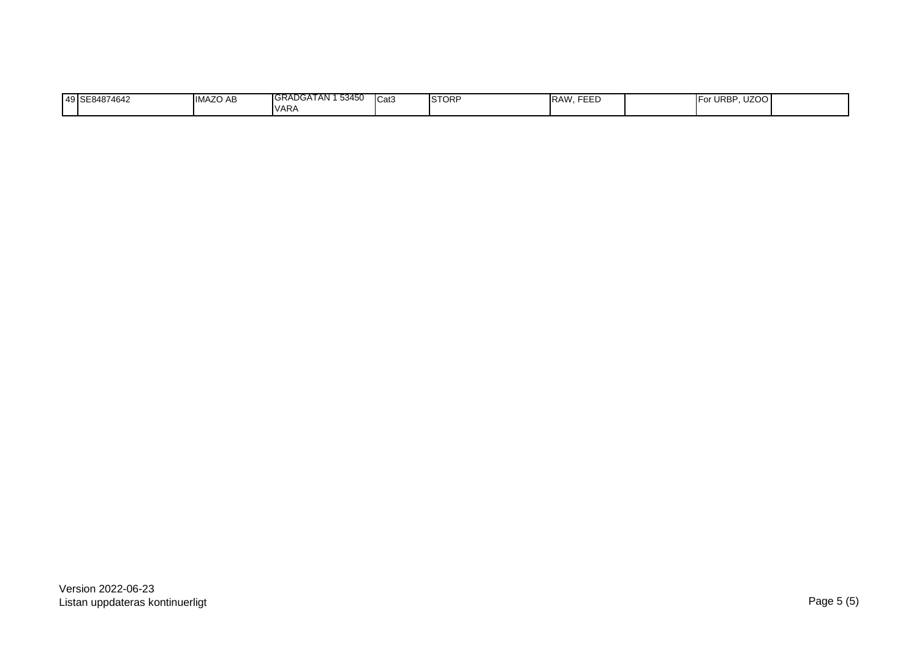| | | | | | | | | | |
|---|---|---|---|---|---|---|---|---|---|
| 49 | SE84874642 | IMAZO AB | GRADGATAN 1 53450 VARA | Cat3 | STORP | RAW, FEED | | For URBP, UZOO | |

Version 2022-06-23
Listan uppdateras kontinuerligt